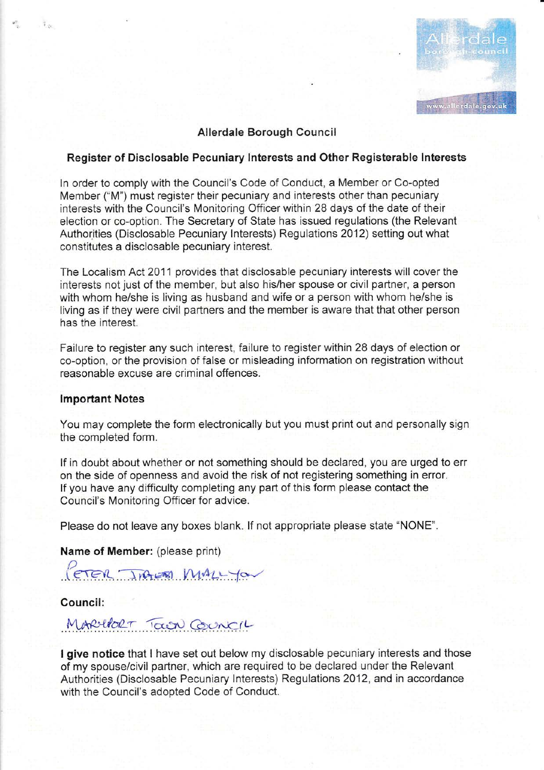# Allerdale Borough Council

## Register of Disclosable Pecuniary Interests and Other Registerable Interests

In order to comply with the Council's Code of Conduct, a Member or Co-opted Member ("M") must register their pecuniary and interests other than pecuniary interests with the Council's Monitoring Officer within 28 days of the date of their election or co-option. The Secretary of State has issued regulations (the Relevant Authorities (Disclosable Pecuniary Interests) Regulations 2012) setting out what constitutes a disclosable pecuniary interest.

The Localism Act 2011 provides that disclosable pecuniary interests will cover the interests not just of the member, but also his/her spouse or civil partner, a person with whom he/she is living as husband and wife or a person with whom he/she is living as if they were civil partners and the member is aware that that other person has the interest.

Failure to register any such interest, failure to register within 28 days of election or co-option, or the provision of false or misleading information on registration without reasonable excuse are criminal offences.

### Important Notes

You may complete the form electronically but you must print out and personally sign the completed form.

If in doubt about whether or not something should be declared, you are urged to err on the side of openness and avoid the risk of not registering something in error. If you have any difficulty completing any part of this form please contact the Council's Monitoring Officer for advice.

Please do not leave any boxes blank. If not appropriate please state "NONE".

**Name of Member:** (please print)

PETER JAMES MALLEY

**Council:**

MARYPORT TOWN COUNCIL

**I give notice** that I have set out below my disclosable pecuniary interests and those of my spouse/civil partner, which are required to be declared under the Relevant Authorities (Disclosable Pecuniary Interests) Regulations 2012, and in accordance with the Council's adopted Code of Conduct.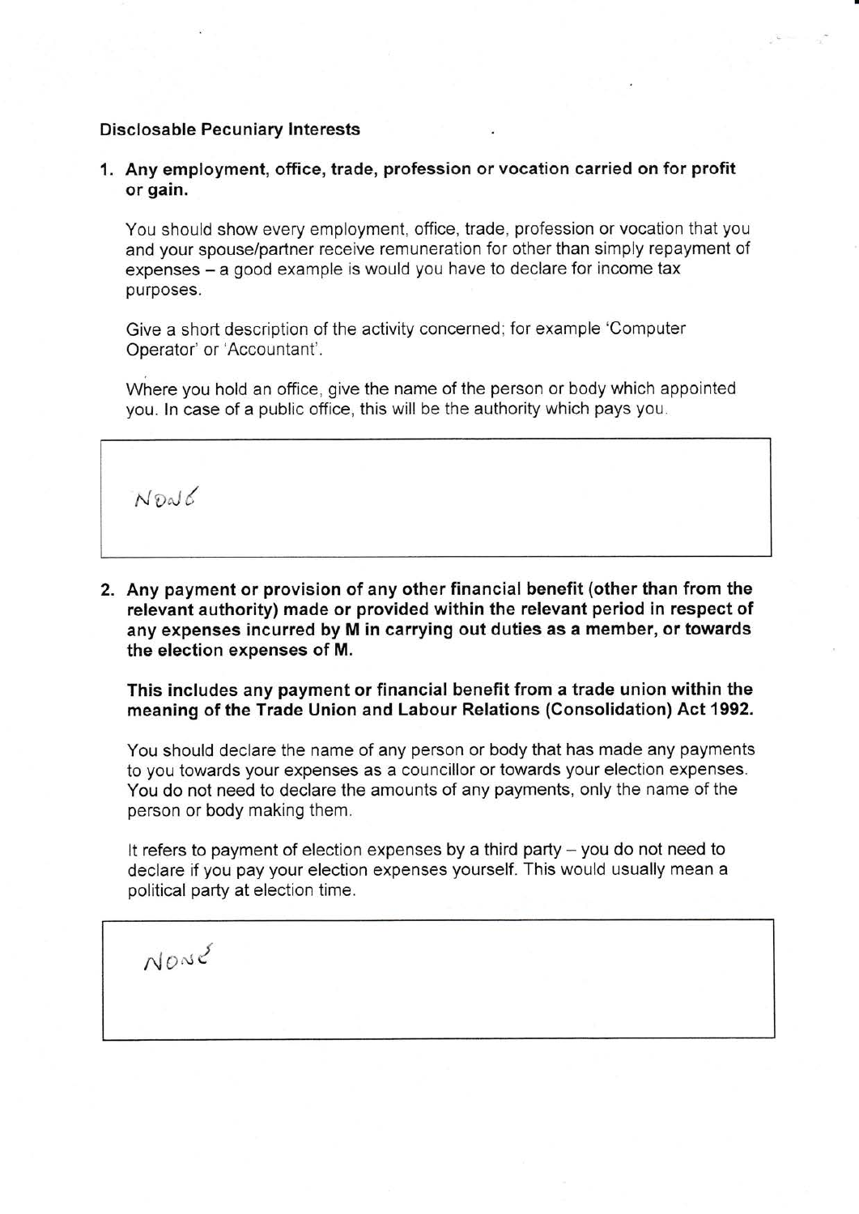**Disclosable Pecuniary Interests**

1. **Any employment, office, trade, profession or vocation carried on for profit or gain.**

   You should show every employment, office, trade, profession or vocation that you and your spouse/partner receive remuneration for other than simply repayment of expenses – a good example is would you have to declare for income tax purposes.

   Give a short description of the activity concerned; for example 'Computer Operator' or 'Accountant'.

   Where you hold an office, give the name of the person or body which appointed you. In case of a public office, this will be the authority which pays you.

| |
|---|
| NONE |

2. **Any payment or provision of any other financial benefit (other than from the relevant authority) made or provided within the relevant period in respect of any expenses incurred by M in carrying out duties as a member, or towards the election expenses of M.**

   **This includes any payment or financial benefit from a trade union within the meaning of the Trade Union and Labour Relations (Consolidation) Act 1992.**

   You should declare the name of any person or body that has made any payments to you towards your expenses as a councillor or towards your election expenses. You do not need to declare the amounts of any payments, only the name of the person or body making them.

   It refers to payment of election expenses by a third party – you do not need to declare if you pay your election expenses yourself. This would usually mean a political party at election time.

| |
|---|
| NONE |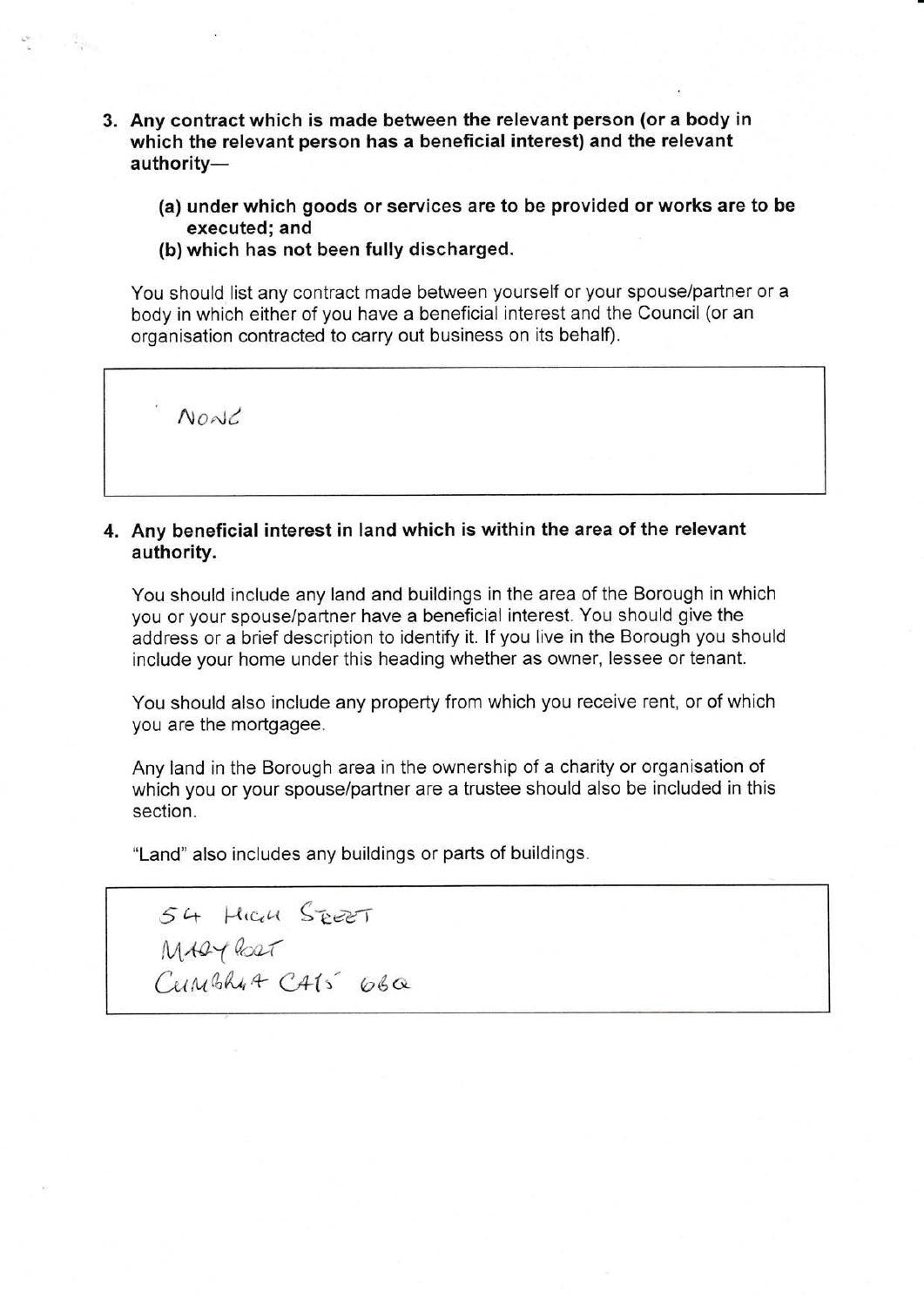**3. Any contract which is made between the relevant person (or a body in which the relevant person has a beneficial interest) and the relevant authority—**

**(a) under which goods or services are to be provided or works are to be executed; and**

**(b) which has not been fully discharged.**

You should list any contract made between yourself or your spouse/partner or a body in which either of you have a beneficial interest and the Council (or an organisation contracted to carry out business on its behalf).

| NONE |
|---|

**4. Any beneficial interest in land which is within the area of the relevant authority.**

You should include any land and buildings in the area of the Borough in which you or your spouse/partner have a beneficial interest. You should give the address or a brief description to identify it. If you live in the Borough you should include your home under this heading whether as owner, lessee or tenant.

You should also include any property from which you receive rent, or of which you are the mortgagee.

Any land in the Borough area in the ownership of a charity or organisation of which you or your spouse/partner are a trustee should also be included in this section.

"Land" also includes any buildings or parts of buildings.

| 54 HIGH STREET<br>MARYPORT<br>CUMBRIA CA15 6BQ |
|---|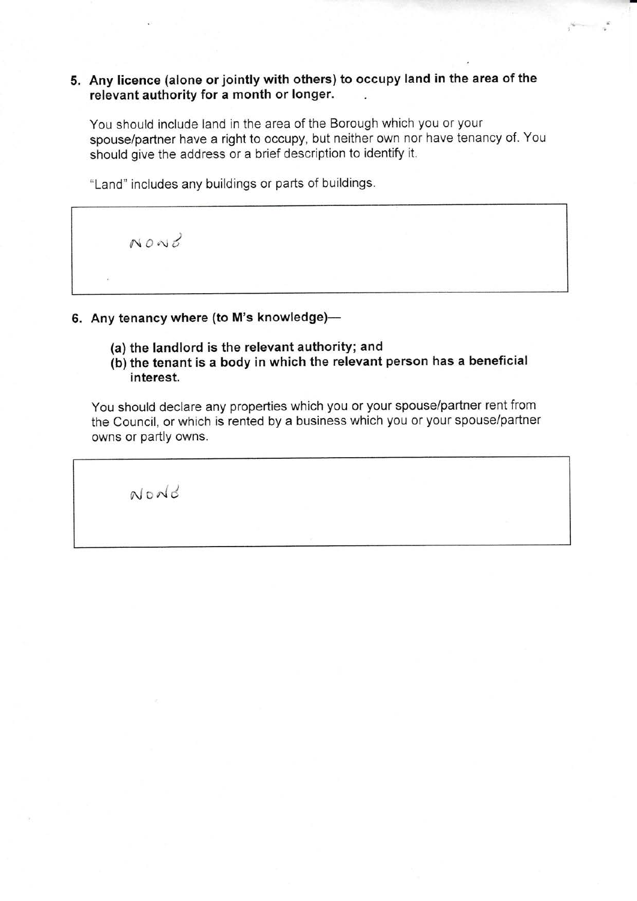**5. Any licence (alone or jointly with others) to occupy land in the area of the relevant authority for a month or longer.**

You should include land in the area of the Borough which you or your spouse/partner have a right to occupy, but neither own nor have tenancy of. You should give the address or a brief description to identify it.

"Land" includes any buildings or parts of buildings.

| NONE |
|---|

**6. Any tenancy where (to M's knowledge)—**

**(a) the landlord is the relevant authority; and**
**(b) the tenant is a body in which the relevant person has a beneficial interest.**

You should declare any properties which you or your spouse/partner rent from the Council, or which is rented by a business which you or your spouse/partner owns or partly owns.

| NONE |
|---|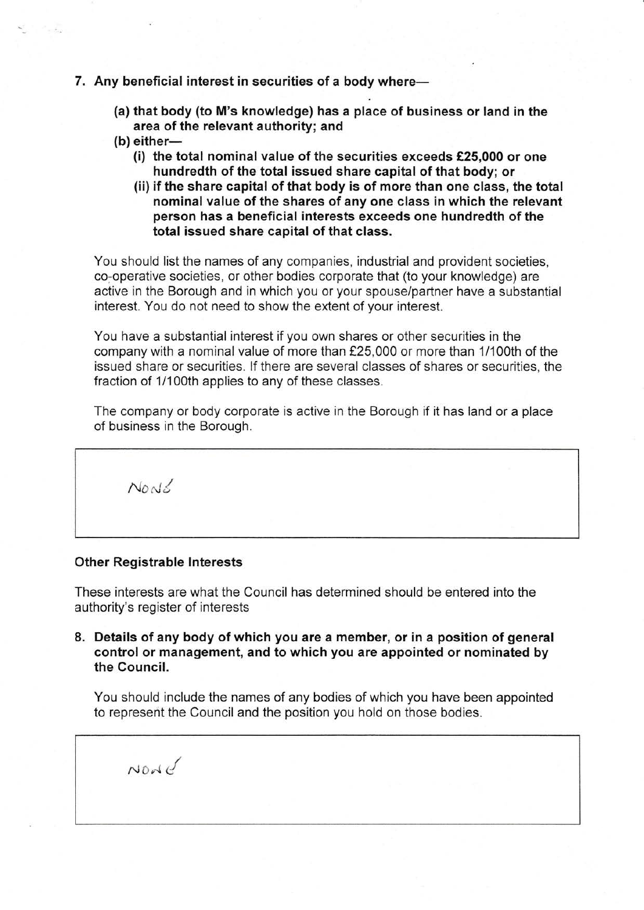**7. Any beneficial interest in securities of a body where—**

> **(a) that body (to M's knowledge) has a place of business or land in the area of the relevant authority; and**
>
> **(b) either—**
>
> > **(i) the total nominal value of the securities exceeds £25,000 or one hundredth of the total issued share capital of that body; or**
> >
> > **(ii) if the share capital of that body is of more than one class, the total nominal value of the shares of any one class in which the relevant person has a beneficial interests exceeds one hundredth of the total issued share capital of that class.**

You should list the names of any companies, industrial and provident societies, co-operative societies, or other bodies corporate that (to your knowledge) are active in the Borough and in which you or your spouse/partner have a substantial interest. You do not need to show the extent of your interest.

You have a substantial interest if you own shares or other securities in the company with a nominal value of more than £25,000 or more than 1/100th of the issued share or securities. If there are several classes of shares or securities, the fraction of 1/100th applies to any of these classes.

The company or body corporate is active in the Borough if it has land or a place of business in the Borough.

| NONE |
|---|

### Other Registrable Interests

These interests are what the Council has determined should be entered into the authority's register of interests

**8. Details of any body of which you are a member, or in a position of general control or management, and to which you are appointed or nominated by the Council.**

You should include the names of any bodies of which you have been appointed to represent the Council and the position you hold on those bodies.

| NONE |
|---|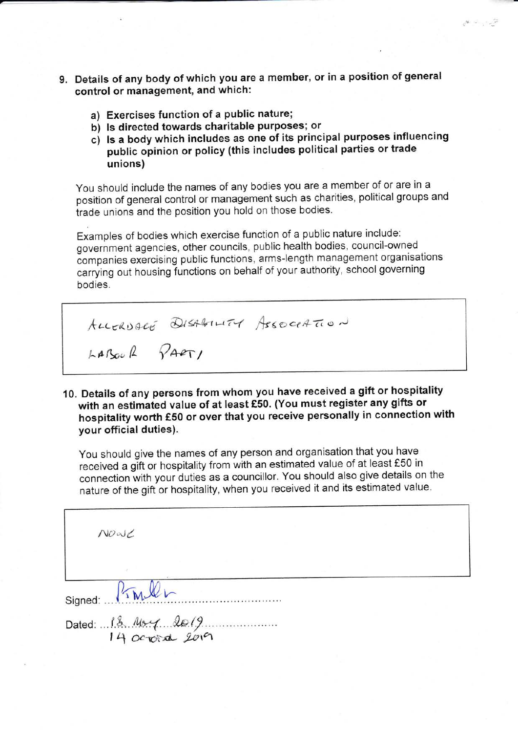9. **Details of any body of which you are a member, or in a position of general control or management, and which:**

   a) **Exercises function of a public nature;**
   b) **Is directed towards charitable purposes; or**
   c) **Is a body which includes as one of its principal purposes influencing public opinion or policy (this includes political parties or trade unions)**

You should include the names of any bodies you are a member of or are in a position of general control or management such as charities, political groups and trade unions and the position you hold on those bodies.

Examples of bodies which exercise function of a public nature include: government agencies, other councils, public health bodies, council-owned companies exercising public functions, arms-length management organisations carrying out housing functions on behalf of your authority, school governing bodies.

ALLERDALE DISABILITY ASSOCIATION
LABOUR PARTY

10. **Details of any persons from whom you have received a gift or hospitality with an estimated value of at least £50. (You must register any gifts or hospitality worth £50 or over that you receive personally in connection with your official duties).**

You should give the names of any person and organisation that you have received a gift or hospitality from with an estimated value of at least £50 in connection with your duties as a councillor. You should also give details on the nature of the gift or hospitality, when you received it and its estimated value.

NONE

Signed: P Miller

Dated: 13 May 2019
14 October 2019